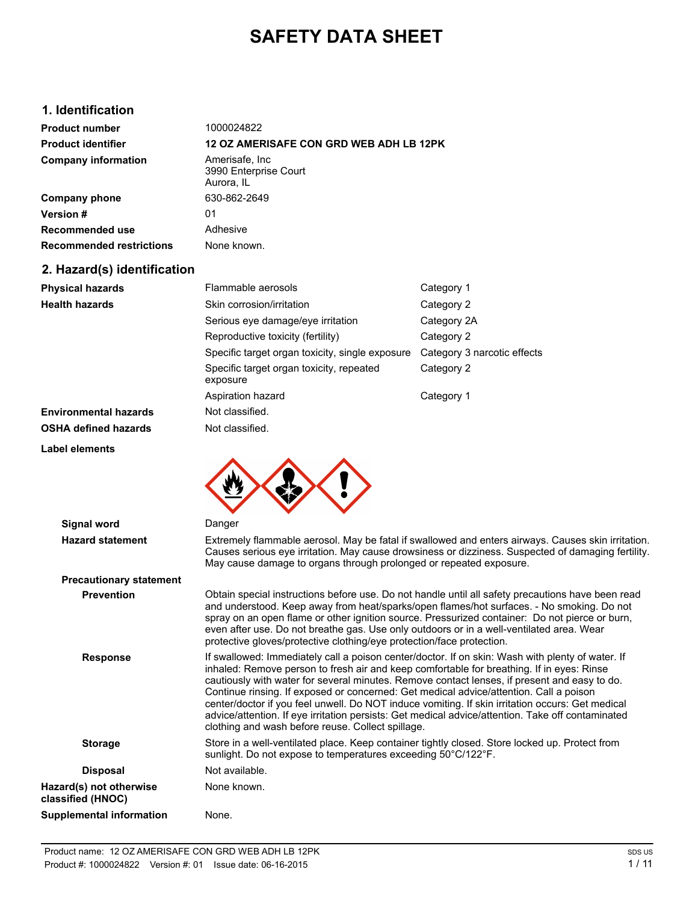# SAFETY DATA SHEET

## 1. Identification

| | |
|---|---|
| **Product number** | 1000024822 |
| **Product identifier** | **12 OZ AMERISAFE CON GRD WEB ADH LB 12PK** |
| **Company information** | Amerisafe, Inc<br>3990 Enterprise Court<br>Aurora, IL |
| **Company phone** | 630-862-2649 |
| **Version #** | 01 |
| **Recommended use** | Adhesive |
| **Recommended restrictions** | None known. |

## 2. Hazard(s) identification

| | | |
|---|---|---|
| **Physical hazards** | Flammable aerosols | Category 1 |
| **Health hazards** | Skin corrosion/irritation | Category 2 |
| | Serious eye damage/eye irritation | Category 2A |
| | Reproductive toxicity (fertility) | Category 2 |
| | Specific target organ toxicity, single exposure | Category 3 narcotic effects |
| | Specific target organ toxicity, repeated exposure | Category 2 |
| | Aspiration hazard | Category 1 |
| **Environmental hazards** | Not classified. | |
| **OSHA defined hazards** | Not classified. | |

**Label elements**

**Signal word**
Danger

**Hazard statement**
Extremely flammable aerosol. May be fatal if swallowed and enters airways. Causes skin irritation. Causes serious eye irritation. May cause drowsiness or dizziness. Suspected of damaging fertility. May cause damage to organs through prolonged or repeated exposure.

**Precautionary statement**

**Prevention**
Obtain special instructions before use. Do not handle until all safety precautions have been read and understood. Keep away from heat/sparks/open flames/hot surfaces. - No smoking. Do not spray on an open flame or other ignition source. Pressurized container: Do not pierce or burn, even after use. Do not breathe gas. Use only outdoors or in a well-ventilated area. Wear protective gloves/protective clothing/eye protection/face protection.

**Response**
If swallowed: Immediately call a poison center/doctor. If on skin: Wash with plenty of water. If inhaled: Remove person to fresh air and keep comfortable for breathing. If in eyes: Rinse cautiously with water for several minutes. Remove contact lenses, if present and easy to do. Continue rinsing. If exposed or concerned: Get medical advice/attention. Call a poison center/doctor if you feel unwell. Do NOT induce vomiting. If skin irritation occurs: Get medical advice/attention. If eye irritation persists: Get medical advice/attention. Take off contaminated clothing and wash before reuse. Collect spillage.

**Storage**
Store in a well-ventilated place. Keep container tightly closed. Store locked up. Protect from sunlight. Do not expose to temperatures exceeding 50°C/122°F.

**Disposal**
Not available.

**Hazard(s) not otherwise classified (HNOC)**
None known.

**Supplemental information**
None.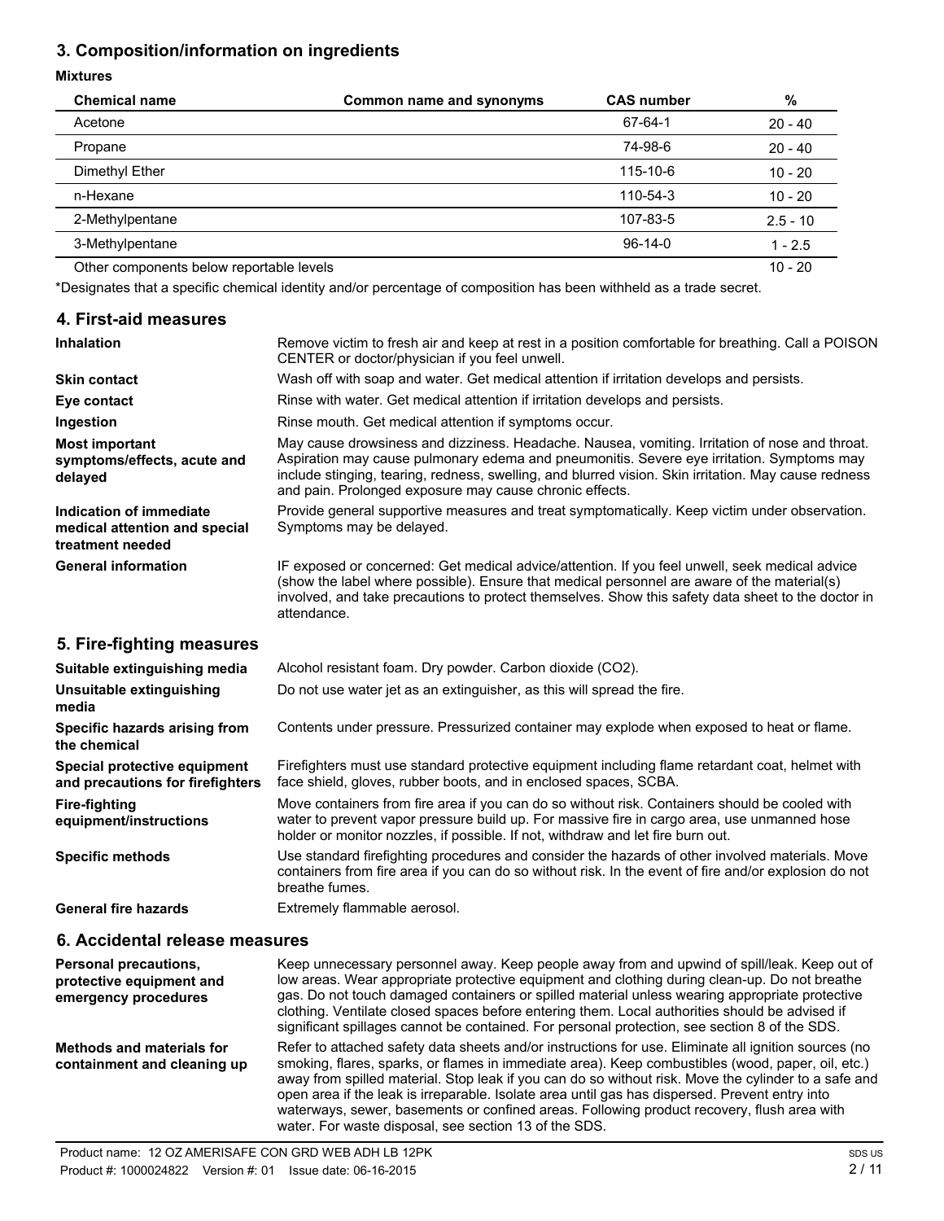## 3. Composition/information on ingredients

**Mixtures**

| Chemical name | Common name and synonyms | CAS number | % |
|---|---|---|---|
| Acetone | | 67-64-1 | 20 - 40 |
| Propane | | 74-98-6 | 20 - 40 |
| Dimethyl Ether | | 115-10-6 | 10 - 20 |
| n-Hexane | | 110-54-3 | 10 - 20 |
| 2-Methylpentane | | 107-83-5 | 2.5 - 10 |
| 3-Methylpentane | | 96-14-0 | 1 - 2.5 |
| Other components below reportable levels | | | 10 - 20 |

*Designates that a specific chemical identity and/or percentage of composition has been withheld as a trade secret.

## 4. First-aid measures

**Inhalation**
Remove victim to fresh air and keep at rest in a position comfortable for breathing. Call a POISON CENTER or doctor/physician if you feel unwell.

**Skin contact**
Wash off with soap and water. Get medical attention if irritation develops and persists.

**Eye contact**
Rinse with water. Get medical attention if irritation develops and persists.

**Ingestion**
Rinse mouth. Get medical attention if symptoms occur.

**Most important symptoms/effects, acute and delayed**
May cause drowsiness and dizziness. Headache. Nausea, vomiting. Irritation of nose and throat. Aspiration may cause pulmonary edema and pneumonitis. Severe eye irritation. Symptoms may include stinging, tearing, redness, swelling, and blurred vision. Skin irritation. May cause redness and pain. Prolonged exposure may cause chronic effects.

**Indication of immediate medical attention and special treatment needed**
Provide general supportive measures and treat symptomatically. Keep victim under observation. Symptoms may be delayed.

**General information**
IF exposed or concerned: Get medical advice/attention. If you feel unwell, seek medical advice (show the label where possible). Ensure that medical personnel are aware of the material(s) involved, and take precautions to protect themselves. Show this safety data sheet to the doctor in attendance.

## 5. Fire-fighting measures

**Suitable extinguishing media**
Alcohol resistant foam. Dry powder. Carbon dioxide ($CO_2$).

**Unsuitable extinguishing media**
Do not use water jet as an extinguisher, as this will spread the fire.

**Specific hazards arising from the chemical**
Contents under pressure. Pressurized container may explode when exposed to heat or flame.

**Special protective equipment and precautions for firefighters**
Firefighters must use standard protective equipment including flame retardant coat, helmet with face shield, gloves, rubber boots, and in enclosed spaces, SCBA.

**Fire-fighting equipment/instructions**
Move containers from fire area if you can do so without risk. Containers should be cooled with water to prevent vapor pressure build up. For massive fire in cargo area, use unmanned hose holder or monitor nozzles, if possible. If not, withdraw and let fire burn out.

**Specific methods**
Use standard firefighting procedures and consider the hazards of other involved materials. Move containers from fire area if you can do so without risk. In the event of fire and/or explosion do not breathe fumes.

**General fire hazards**
Extremely flammable aerosol.

## 6. Accidental release measures

**Personal precautions, protective equipment and emergency procedures**
Keep unnecessary personnel away. Keep people away from and upwind of spill/leak. Keep out of low areas. Wear appropriate protective equipment and clothing during clean-up. Do not breathe gas. Do not touch damaged containers or spilled material unless wearing appropriate protective clothing. Ventilate closed spaces before entering them. Local authorities should be advised if significant spillages cannot be contained. For personal protection, see section 8 of the SDS.

**Methods and materials for containment and cleaning up**
Refer to attached safety data sheets and/or instructions for use. Eliminate all ignition sources (no smoking, flares, sparks, or flames in immediate area). Keep combustibles (wood, paper, oil, etc.) away from spilled material. Stop leak if you can do so without risk. Move the cylinder to a safe and open area if the leak is irreparable. Isolate area until gas has dispersed. Prevent entry into waterways, sewer, basements or confined areas. Following product recovery, flush area with water. For waste disposal, see section 13 of the SDS.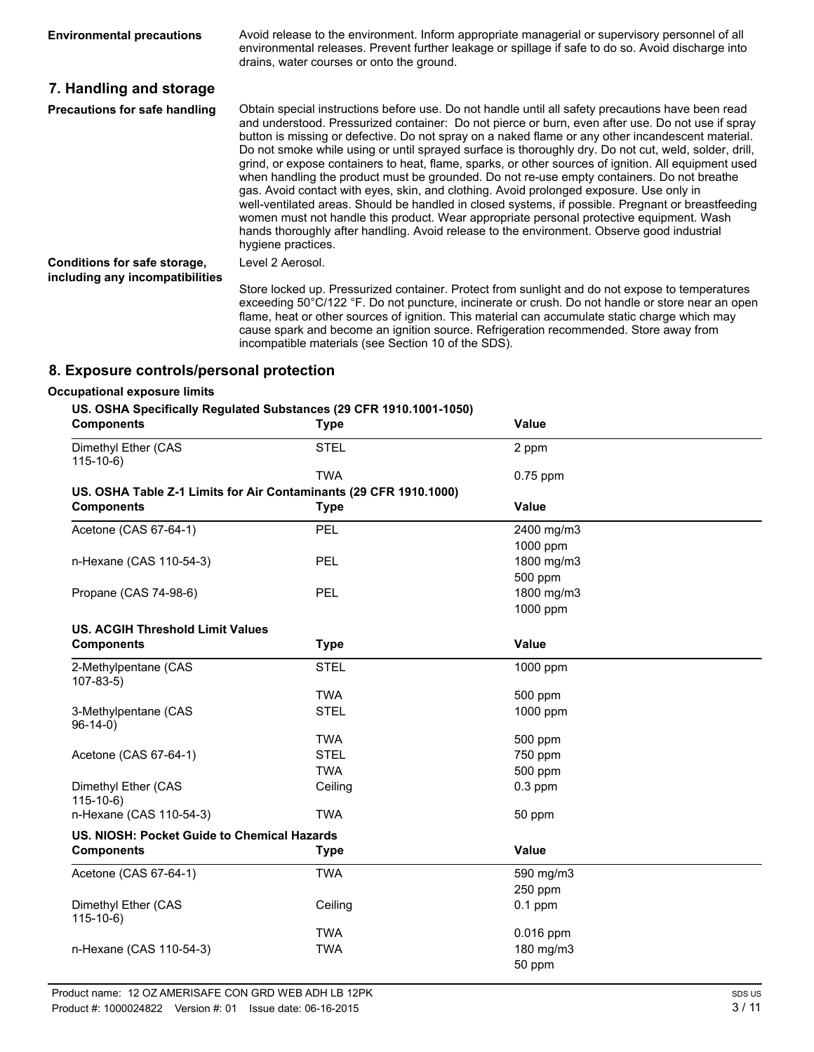**Environmental precautions**

Avoid release to the environment. Inform appropriate managerial or supervisory personnel of all environmental releases. Prevent further leakage or spillage if safe to do so. Avoid discharge into drains, water courses or onto the ground.

## 7. Handling and storage

**Precautions for safe handling**

Obtain special instructions before use. Do not handle until all safety precautions have been read and understood. Pressurized container: Do not pierce or burn, even after use. Do not use if spray button is missing or defective. Do not spray on a naked flame or any other incandescent material. Do not smoke while using or until sprayed surface is thoroughly dry. Do not cut, weld, solder, drill, grind, or expose containers to heat, flame, sparks, or other sources of ignition. All equipment used when handling the product must be grounded. Do not re-use empty containers. Do not breathe gas. Avoid contact with eyes, skin, and clothing. Avoid prolonged exposure. Use only in well-ventilated areas. Should be handled in closed systems, if possible. Pregnant or breastfeeding women must not handle this product. Wear appropriate personal protective equipment. Wash hands thoroughly after handling. Avoid release to the environment. Observe good industrial hygiene practices.

**Conditions for safe storage, including any incompatibilities**

Level 2 Aerosol.

Store locked up. Pressurized container. Protect from sunlight and do not expose to temperatures exceeding 50°C/122 °F. Do not puncture, incinerate or crush. Do not handle or store near an open flame, heat or other sources of ignition. This material can accumulate static charge which may cause spark and become an ignition source. Refrigeration recommended. Store away from incompatible materials (see Section 10 of the SDS).

## 8. Exposure controls/personal protection

**Occupational exposure limits**

**US. OSHA Specifically Regulated Substances (29 CFR 1910.1001-1050)**

| Components | Type | Value |
|---|---|---|
| Dimethyl Ether (CAS 115-10-6) | STEL | 2 ppm |
| | TWA | 0.75 ppm |

**US. OSHA Table Z-1 Limits for Air Contaminants (29 CFR 1910.1000)**

| Components | Type | Value |
|---|---|---|
| Acetone (CAS 67-64-1) | PEL | 2400 mg/m3 |
| | | 1000 ppm |
| n-Hexane (CAS 110-54-3) | PEL | 1800 mg/m3 |
| | | 500 ppm |
| Propane (CAS 74-98-6) | PEL | 1800 mg/m3 |
| | | 1000 ppm |

**US. ACGIH Threshold Limit Values**

| Components | Type | Value |
|---|---|---|
| 2-Methylpentane (CAS 107-83-5) | STEL | 1000 ppm |
| | TWA | 500 ppm |
| 3-Methylpentane (CAS 96-14-0) | STEL | 1000 ppm |
| | TWA | 500 ppm |
| Acetone (CAS 67-64-1) | STEL | 750 ppm |
| | TWA | 500 ppm |
| Dimethyl Ether (CAS 115-10-6) | Ceiling | 0.3 ppm |
| n-Hexane (CAS 110-54-3) | TWA | 50 ppm |

**US. NIOSH: Pocket Guide to Chemical Hazards**

| Components | Type | Value |
|---|---|---|
| Acetone (CAS 67-64-1) | TWA | 590 mg/m3 |
| | | 250 ppm |
| Dimethyl Ether (CAS 115-10-6) | Ceiling | 0.1 ppm |
| | TWA | 0.016 ppm |
| n-Hexane (CAS 110-54-3) | TWA | 180 mg/m3 |
| | | 50 ppm |

Product name: 12 OZ AMERISAFE CON GRD WEB ADH LB 12PK
Product #: 1000024822 Version #: 01 Issue date: 06-16-2015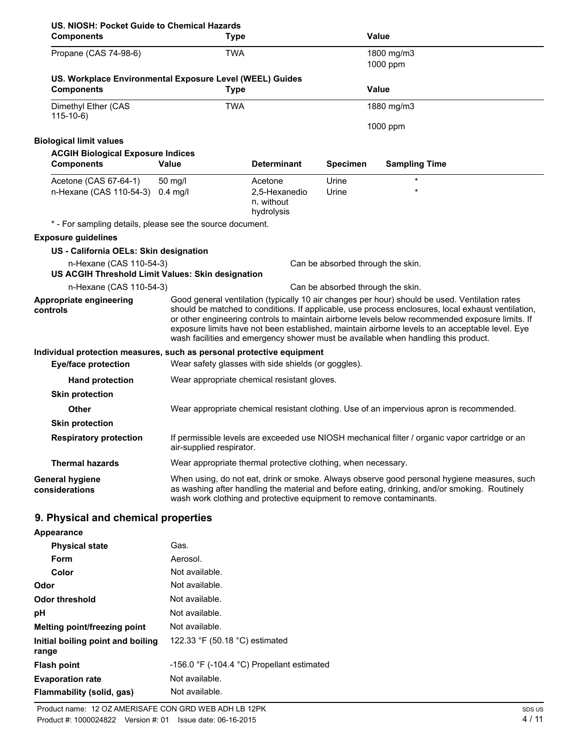**US. NIOSH: Pocket Guide to Chemical Hazards**

| Components | Type | Value |
| --- | --- | --- |
| Propane (CAS 74-98-6) | TWA | 1800 mg/m3 |
| | | 1000 ppm |

**US. Workplace Environmental Exposure Level (WEEL) Guides**

| Components | Type | Value |
| --- | --- | --- |
| Dimethyl Ether (CAS 115-10-6) | TWA | 1880 mg/m3 |
| | | 1000 ppm |

**Biological limit values**

**ACGIH Biological Exposure Indices**

| Components | Value | Determinant | Specimen | Sampling Time |
| --- | --- | --- | --- | --- |
| Acetone (CAS 67-64-1) | 50 mg/l | Acetone | Urine | * |
| n-Hexane (CAS 110-54-3) | 0.4 mg/l | 2,5-Hexanedion, without hydrolysis | Urine | * |

* - For sampling details, please see the source document.

**Exposure guidelines**

**US - California OELs: Skin designation**

n-Hexane (CAS 110-54-3) Can be absorbed through the skin.

**US ACGIH Threshold Limit Values: Skin designation**

n-Hexane (CAS 110-54-3) Can be absorbed through the skin.

**Appropriate engineering controls**

Good general ventilation (typically 10 air changes per hour) should be used. Ventilation rates should be matched to conditions. If applicable, use process enclosures, local exhaust ventilation, or other engineering controls to maintain airborne levels below recommended exposure limits. If exposure limits have not been established, maintain airborne levels to an acceptable level. Eye wash facilities and emergency shower must be available when handling this product.

**Individual protection measures, such as personal protective equipment**

**Eye/face protection** Wear safety glasses with side shields (or goggles).

**Hand protection** Wear appropriate chemical resistant gloves.

**Skin protection**

**Other** Wear appropriate chemical resistant clothing. Use of an impervious apron is recommended.

**Skin protection**

**Respiratory protection** If permissible levels are exceeded use NIOSH mechanical filter / organic vapor cartridge or an air-supplied respirator.

**Thermal hazards** Wear appropriate thermal protective clothing, when necessary.

**General hygiene considerations** When using, do not eat, drink or smoke. Always observe good personal hygiene measures, such as washing after handling the material and before eating, drinking, and/or smoking. Routinely wash work clothing and protective equipment to remove contaminants.

## 9. Physical and chemical properties

**Appearance**

| | |
| --- | --- |
| **Physical state** | Gas. |
| **Form** | Aerosol. |
| **Color** | Not available. |
| **Odor** | Not available. |
| **Odor threshold** | Not available. |
| **pH** | Not available. |
| **Melting point/freezing point** | Not available. |
| **Initial boiling point and boiling range** | 122.33 °F (50.18 °C) estimated |
| **Flash point** | -156.0 °F (-104.4 °C) Propellant estimated |
| **Evaporation rate** | Not available. |
| **Flammability (solid, gas)** | Not available. |

Product name: 12 OZ AMERISAFE CON GRD WEB ADH LB 12PK
Product #: 1000024822 Version #: 01 Issue date: 06-16-2015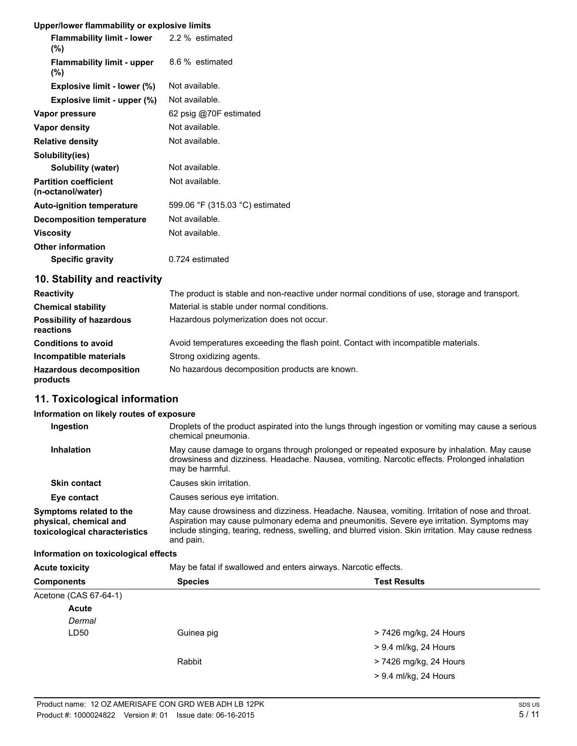**Upper/lower flammability or explosive limits**

| | |
|---|---|
| **Flammability limit - lower (%)** | 2.2 % estimated |
| **Flammability limit - upper (%)** | 8.6 % estimated |
| **Explosive limit - lower (%)** | Not available. |
| **Explosive limit - upper (%)** | Not available. |
| **Vapor pressure** | 62 psig @70F estimated |
| **Vapor density** | Not available. |
| **Relative density** | Not available. |
| **Solubility(ies)** | |
| **Solubility (water)** | Not available. |
| **Partition coefficient (n-octanol/water)** | Not available. |
| **Auto-ignition temperature** | 599.06 °F (315.03 °C) estimated |
| **Decomposition temperature** | Not available. |
| **Viscosity** | Not available. |
| **Other information** | |
| **Specific gravity** | 0.724 estimated |

## 10. Stability and reactivity

| | |
|---|---|
| **Reactivity** | The product is stable and non-reactive under normal conditions of use, storage and transport. |
| **Chemical stability** | Material is stable under normal conditions. |
| **Possibility of hazardous reactions** | Hazardous polymerization does not occur. |
| **Conditions to avoid** | Avoid temperatures exceeding the flash point. Contact with incompatible materials. |
| **Incompatible materials** | Strong oxidizing agents. |
| **Hazardous decomposition products** | No hazardous decomposition products are known. |

## 11. Toxicological information

**Information on likely routes of exposure**

| | |
|---|---|
| **Ingestion** | Droplets of the product aspirated into the lungs through ingestion or vomiting may cause a serious chemical pneumonia. |
| **Inhalation** | May cause damage to organs through prolonged or repeated exposure by inhalation. May cause drowsiness and dizziness. Headache. Nausea, vomiting. Narcotic effects. Prolonged inhalation may be harmful. |
| **Skin contact** | Causes skin irritation. |
| **Eye contact** | Causes serious eye irritation. |
| **Symptoms related to the physical, chemical and toxicological characteristics** | May cause drowsiness and dizziness. Headache. Nausea, vomiting. Irritation of nose and throat. Aspiration may cause pulmonary edema and pneumonitis. Severe eye irritation. Symptoms may include stinging, tearing, redness, swelling, and blurred vision. Skin irritation. May cause redness and pain. |

**Information on toxicological effects**

**Acute toxicity** May be fatal if swallowed and enters airways. Narcotic effects.

| Components | Species | Test Results |
|---|---|---|
| Acetone (CAS 67-64-1) | | |
| **Acute** | | |
| *Dermal* | | |
| LD50 | Guinea pig | > 7426 mg/kg, 24 Hours |
| | | > 9.4 ml/kg, 24 Hours |
| | Rabbit | > 7426 mg/kg, 24 Hours |
| | | > 9.4 ml/kg, 24 Hours |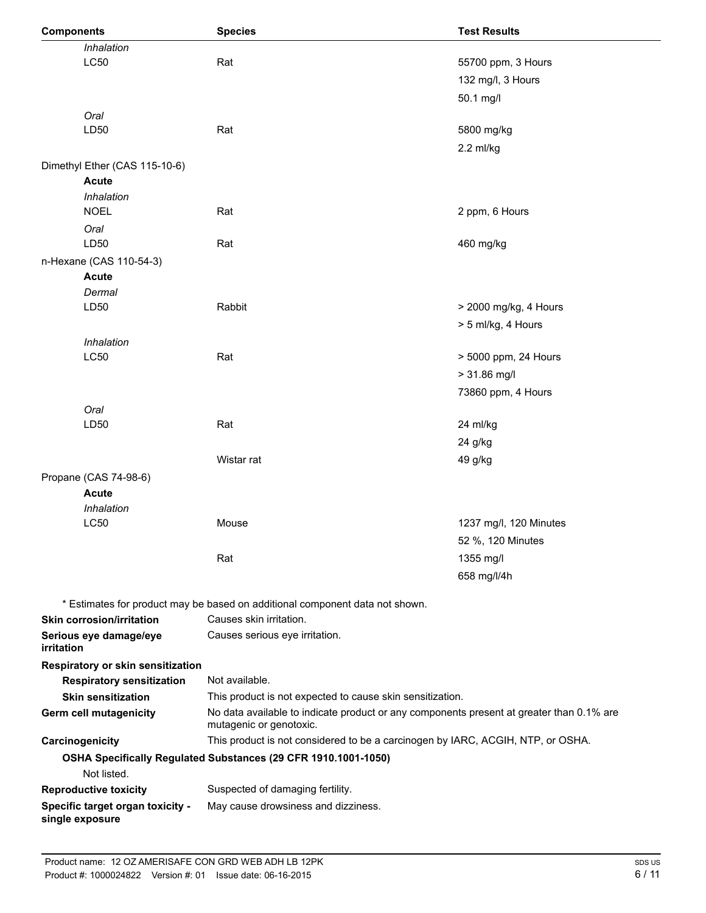| Components | Species | Test Results |
|---|---|---|
| *Inhalation* | | |
| LC50 | Rat | 55700 ppm, 3 Hours |
| | | 132 mg/l, 3 Hours |
| | | 50.1 mg/l |
| *Oral* | | |
| LD50 | Rat | 5800 mg/kg |
| | | 2.2 ml/kg |
| Dimethyl Ether (CAS 115-10-6) | | |
| **Acute** | | |
| *Inhalation* | | |
| NOEL | Rat | 2 ppm, 6 Hours |
| *Oral* | | |
| LD50 | Rat | 460 mg/kg |
| n-Hexane (CAS 110-54-3) | | |
| **Acute** | | |
| *Dermal* | | |
| LD50 | Rabbit | > 2000 mg/kg, 4 Hours |
| | | > 5 ml/kg, 4 Hours |
| *Inhalation* | | |
| LC50 | Rat | > 5000 ppm, 24 Hours |
| | | > 31.86 mg/l |
| | | 73860 ppm, 4 Hours |
| *Oral* | | |
| LD50 | Rat | 24 ml/kg |
| | | 24 g/kg |
| | Wistar rat | 49 g/kg |
| Propane (CAS 74-98-6) | | |
| **Acute** | | |
| *Inhalation* | | |
| LC50 | Mouse | 1237 mg/l, 120 Minutes |
| | | 52 %, 120 Minutes |
| | Rat | 1355 mg/l |
| | | 658 mg/l/4h |

* Estimates for product may be based on additional component data not shown.

**Skin corrosion/irritation** Causes skin irritation.

**Serious eye damage/eye irritation** Causes serious eye irritation.

**Respiratory or skin sensitization**

**Respiratory sensitization** Not available.

**Skin sensitization** This product is not expected to cause skin sensitization.

**Germ cell mutagenicity** No data available to indicate product or any components present at greater than 0.1% are mutagenic or genotoxic.

**Carcinogenicity** This product is not considered to be a carcinogen by IARC, ACGIH, NTP, or OSHA.

**OSHA Specifically Regulated Substances (29 CFR 1910.1001-1050)**

Not listed.

**Reproductive toxicity** Suspected of damaging fertility.

**Specific target organ toxicity - single exposure** May cause drowsiness and dizziness.

Product name: 12 OZ AMERISAFE CON GRD WEB ADH LB 12PK
Product #: 1000024822 Version #: 01 Issue date: 06-16-2015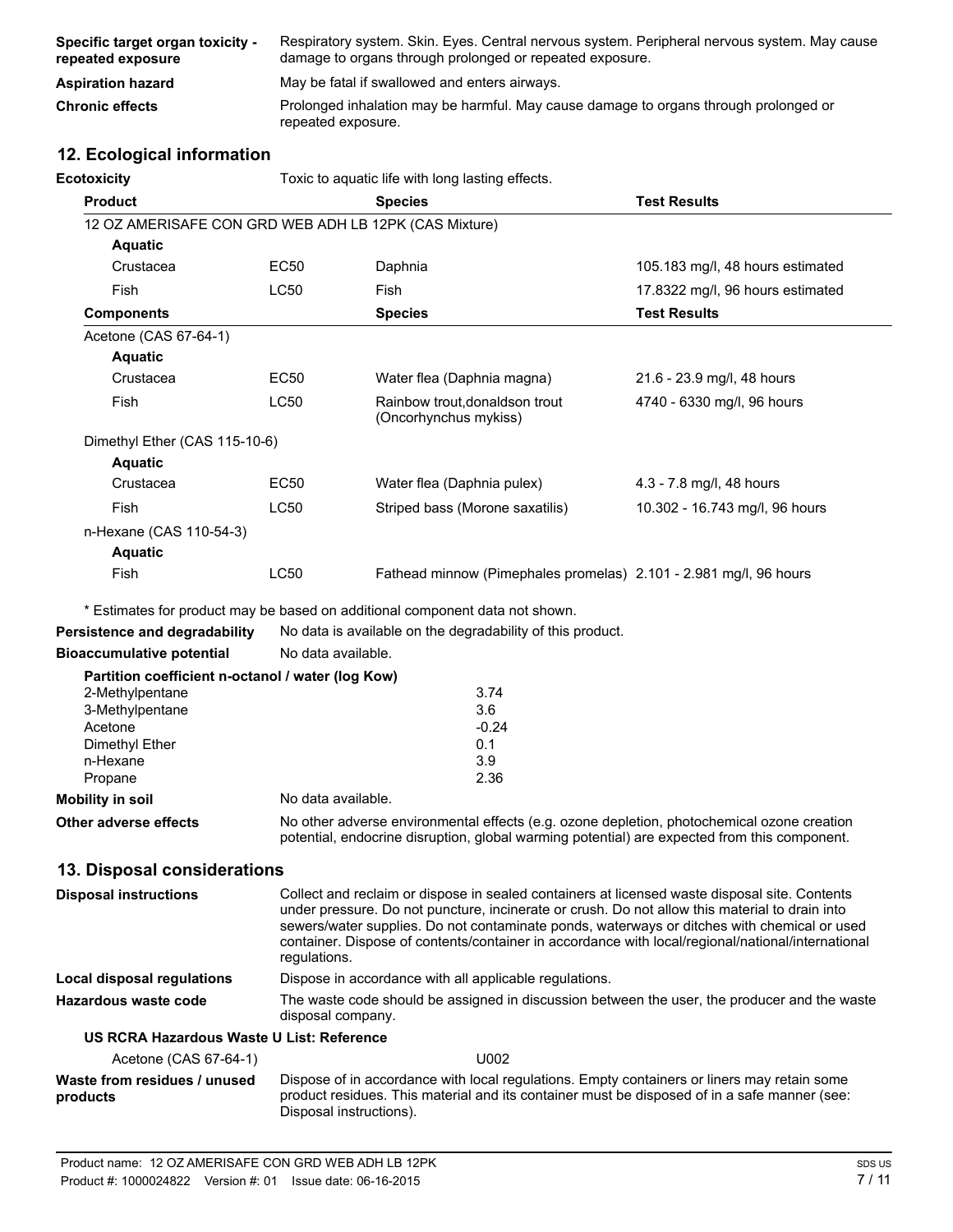| | |
|---|---|
| **Specific target organ toxicity - repeated exposure** | Respiratory system. Skin. Eyes. Central nervous system. Peripheral nervous system. May cause damage to organs through prolonged or repeated exposure. |
| **Aspiration hazard** | May be fatal if swallowed and enters airways. |
| **Chronic effects** | Prolonged inhalation may be harmful. May cause damage to organs through prolonged or repeated exposure. |

## 12. Ecological information

**Ecotoxicity** Toxic to aquatic life with long lasting effects.

| Product | | Species | Test Results |
|---|---|---|---|
| 12 OZ AMERISAFE CON GRD WEB ADH LB 12PK (CAS Mixture) | | | |
| **Aquatic** | | | |
| Crustacea | EC50 | Daphnia | 105.183 mg/l, 48 hours estimated |
| Fish | LC50 | Fish | 17.8322 mg/l, 96 hours estimated |
| **Components** | | **Species** | **Test Results** |
| Acetone (CAS 67-64-1) | | | |
| **Aquatic** | | | |
| Crustacea | EC50 | Water flea (Daphnia magna) | 21.6 - 23.9 mg/l, 48 hours |
| Fish | LC50 | Rainbow trout,donaldson trout (Oncorhynchus mykiss) | 4740 - 6330 mg/l, 96 hours |
| Dimethyl Ether (CAS 115-10-6) | | | |
| **Aquatic** | | | |
| Crustacea | EC50 | Water flea (Daphnia pulex) | 4.3 - 7.8 mg/l, 48 hours |
| Fish | LC50 | Striped bass (Morone saxatilis) | 10.302 - 16.743 mg/l, 96 hours |
| n-Hexane (CAS 110-54-3) | | | |
| **Aquatic** | | | |
| Fish | LC50 | Fathead minnow (Pimephales promelas) | 2.101 - 2.981 mg/l, 96 hours |

\* Estimates for product may be based on additional component data not shown.

**Persistence and degradability** No data is available on the degradability of this product.

**Bioaccumulative potential** No data available.

**Partition coefficient n-octanol / water (log Kow)**

| | |
|---|---|
| 2-Methylpentane | 3.74 |
| 3-Methylpentane | 3.6 |
| Acetone | -0.24 |
| Dimethyl Ether | 0.1 |
| n-Hexane | 3.9 |
| Propane | 2.36 |

**Mobility in soil** No data available.

**Other adverse effects** No other adverse environmental effects (e.g. ozone depletion, photochemical ozone creation potential, endocrine disruption, global warming potential) are expected from this component.

## 13. Disposal considerations

**Disposal instructions** Collect and reclaim or dispose in sealed containers at licensed waste disposal site. Contents under pressure. Do not puncture, incinerate or crush. Do not allow this material to drain into sewers/water supplies. Do not contaminate ponds, waterways or ditches with chemical or used container. Dispose of contents/container in accordance with local/regional/national/international regulations.

**Local disposal regulations** Dispose in accordance with all applicable regulations.

**Hazardous waste code** The waste code should be assigned in discussion between the user, the producer and the waste disposal company.

**US RCRA Hazardous Waste U List: Reference**

| | |
|---|---|
| Acetone (CAS 67-64-1) | U002 |

**Waste from residues / unused products** Dispose of in accordance with local regulations. Empty containers or liners may retain some product residues. This material and its container must be disposed of in a safe manner (see: Disposal instructions).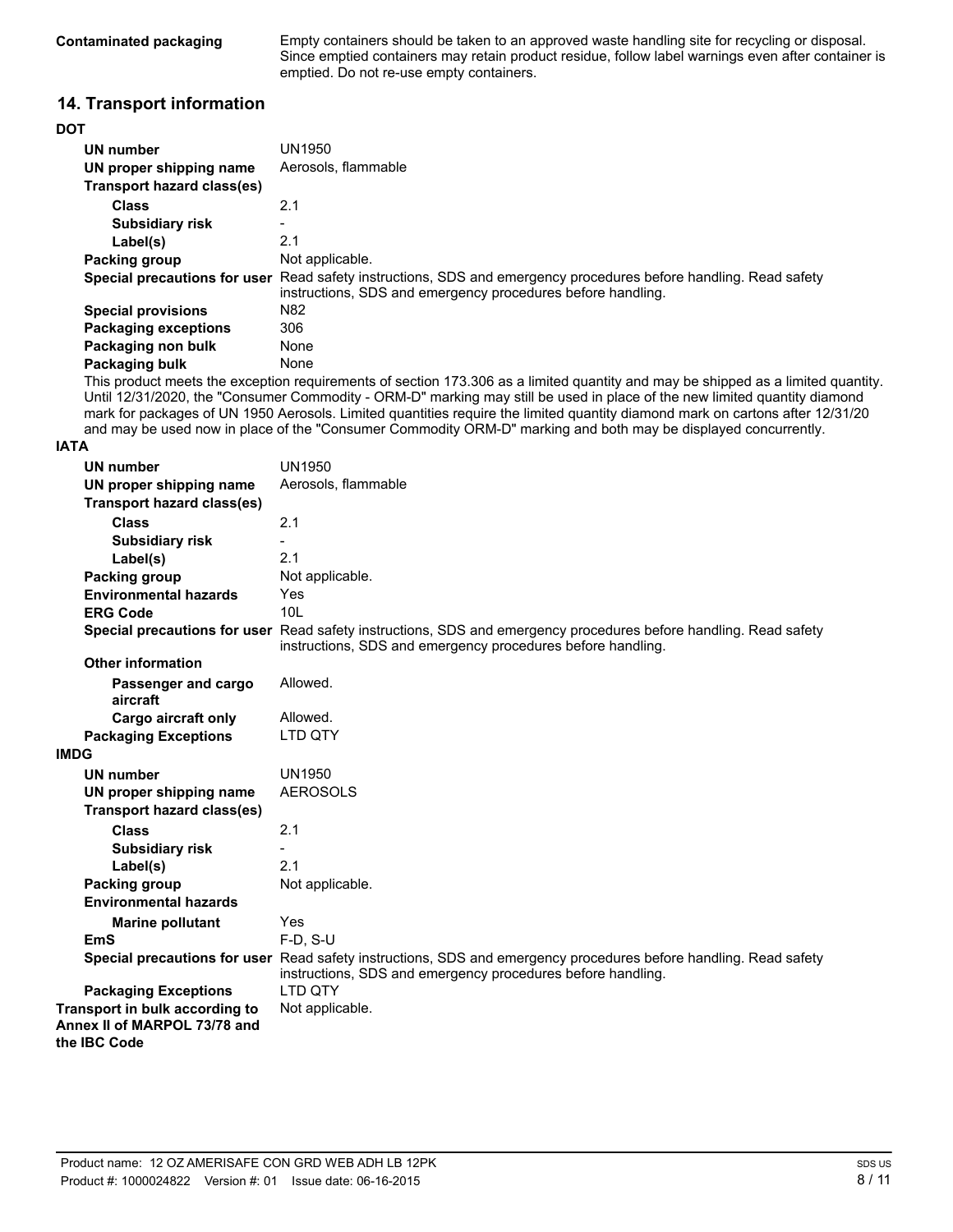| | |
|---|---|
| **Contaminated packaging** | Empty containers should be taken to an approved waste handling site for recycling or disposal. Since emptied containers may retain product residue, follow label warnings even after container is emptied. Do not re-use empty containers. |

## 14. Transport information

**DOT**

| | |
|---|---|
| **UN number** | UN1950 |
| **UN proper shipping name** | Aerosols, flammable |
| **Transport hazard class(es)** | |
| **Class** | 2.1 |
| **Subsidiary risk** | - |
| **Label(s)** | 2.1 |
| **Packing group** | Not applicable. |
| **Special precautions for user** | Read safety instructions, SDS and emergency procedures before handling. Read safety instructions, SDS and emergency procedures before handling. |
| **Special provisions** | N82 |
| **Packaging exceptions** | 306 |
| **Packaging non bulk** | None |
| **Packaging bulk** | None |

This product meets the exception requirements of section 173.306 as a limited quantity and may be shipped as a limited quantity. Until 12/31/2020, the "Consumer Commodity - ORM-D" marking may still be used in place of the new limited quantity diamond mark for packages of UN 1950 Aerosols. Limited quantities require the limited quantity diamond mark on cartons after 12/31/20 and may be used now in place of the "Consumer Commodity ORM-D" marking and both may be displayed concurrently.

**IATA**

| | |
|---|---|
| **UN number** | UN1950 |
| **UN proper shipping name** | Aerosols, flammable |
| **Transport hazard class(es)** | |
| **Class** | 2.1 |
| **Subsidiary risk** | - |
| **Label(s)** | 2.1 |
| **Packing group** | Not applicable. |
| **Environmental hazards** | Yes |
| **ERG Code** | 10L |
| **Special precautions for user** | Read safety instructions, SDS and emergency procedures before handling. Read safety instructions, SDS and emergency procedures before handling. |
| **Other information** | |
| **Passenger and cargo aircraft** | Allowed. |
| **Cargo aircraft only** | Allowed. |
| **Packaging Exceptions** | LTD QTY |

**IMDG**

| | |
|---|---|
| **UN number** | UN1950 |
| **UN proper shipping name** | AEROSOLS |
| **Transport hazard class(es)** | |
| **Class** | 2.1 |
| **Subsidiary risk** | - |
| **Label(s)** | 2.1 |
| **Packing group** | Not applicable. |
| **Environmental hazards** | |
| **Marine pollutant** | Yes |
| **EmS** | F-D, S-U |
| **Special precautions for user** | Read safety instructions, SDS and emergency procedures before handling. Read safety instructions, SDS and emergency procedures before handling. |
| **Packaging Exceptions** | LTD QTY |
| **Transport in bulk according to Annex II of MARPOL 73/78 and the IBC Code** | Not applicable. |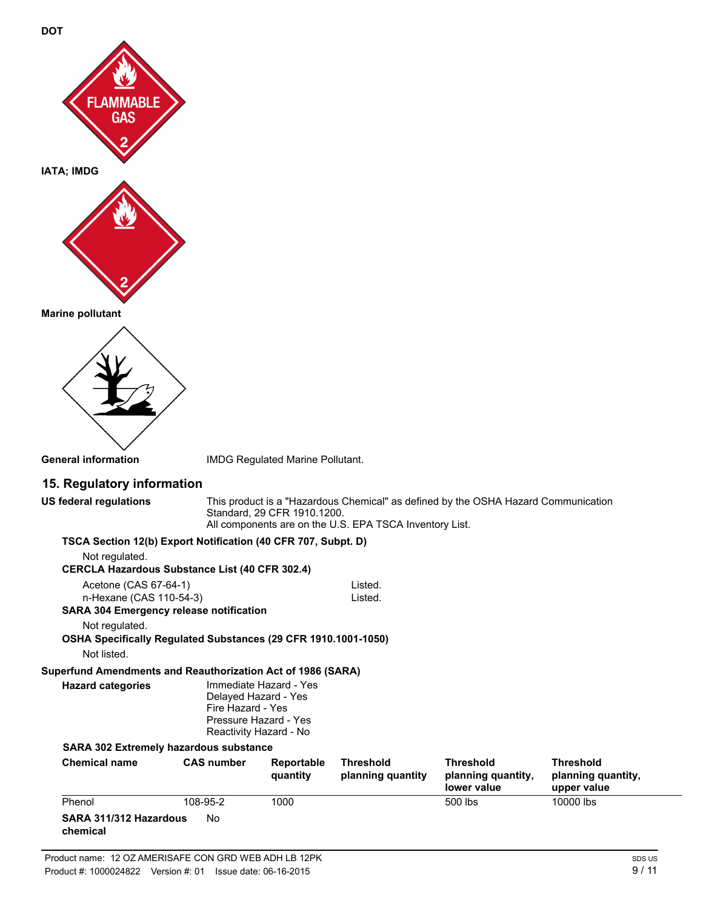**DOT**

**IATA; IMDG**

**Marine pollutant**

**General information** IMDG Regulated Marine Pollutant.

## 15. Regulatory information

**US federal regulations** This product is a "Hazardous Chemical" as defined by the OSHA Hazard Communication Standard, 29 CFR 1910.1200.
All components are on the U.S. EPA TSCA Inventory List.

**TSCA Section 12(b) Export Notification (40 CFR 707, Subpt. D)**

Not regulated.

**CERCLA Hazardous Substance List (40 CFR 302.4)**

| | |
|---|---|
| Acetone (CAS 67-64-1) | Listed. |
| n-Hexane (CAS 110-54-3) | Listed. |

**SARA 304 Emergency release notification**

Not regulated.

**OSHA Specifically Regulated Substances (29 CFR 1910.1001-1050)**

Not listed.

**Superfund Amendments and Reauthorization Act of 1986 (SARA)**

**Hazard categories**
Immediate Hazard - Yes
Delayed Hazard - Yes
Fire Hazard - Yes
Pressure Hazard - Yes
Reactivity Hazard - No

**SARA 302 Extremely hazardous substance**

| Chemical name | CAS number | Reportable quantity | Threshold planning quantity | Threshold planning quantity, lower value | Threshold planning quantity, upper value |
|---|---|---|---|---|---|
| Phenol | 108-95-2 | 1000 | | 500 lbs | 10000 lbs |

**SARA 311/312 Hazardous chemical** No

Product name: 12 OZ AMERISAFE CON GRD WEB ADH LB 12PK
Product #: 1000024822 Version #: 01 Issue date: 06-16-2015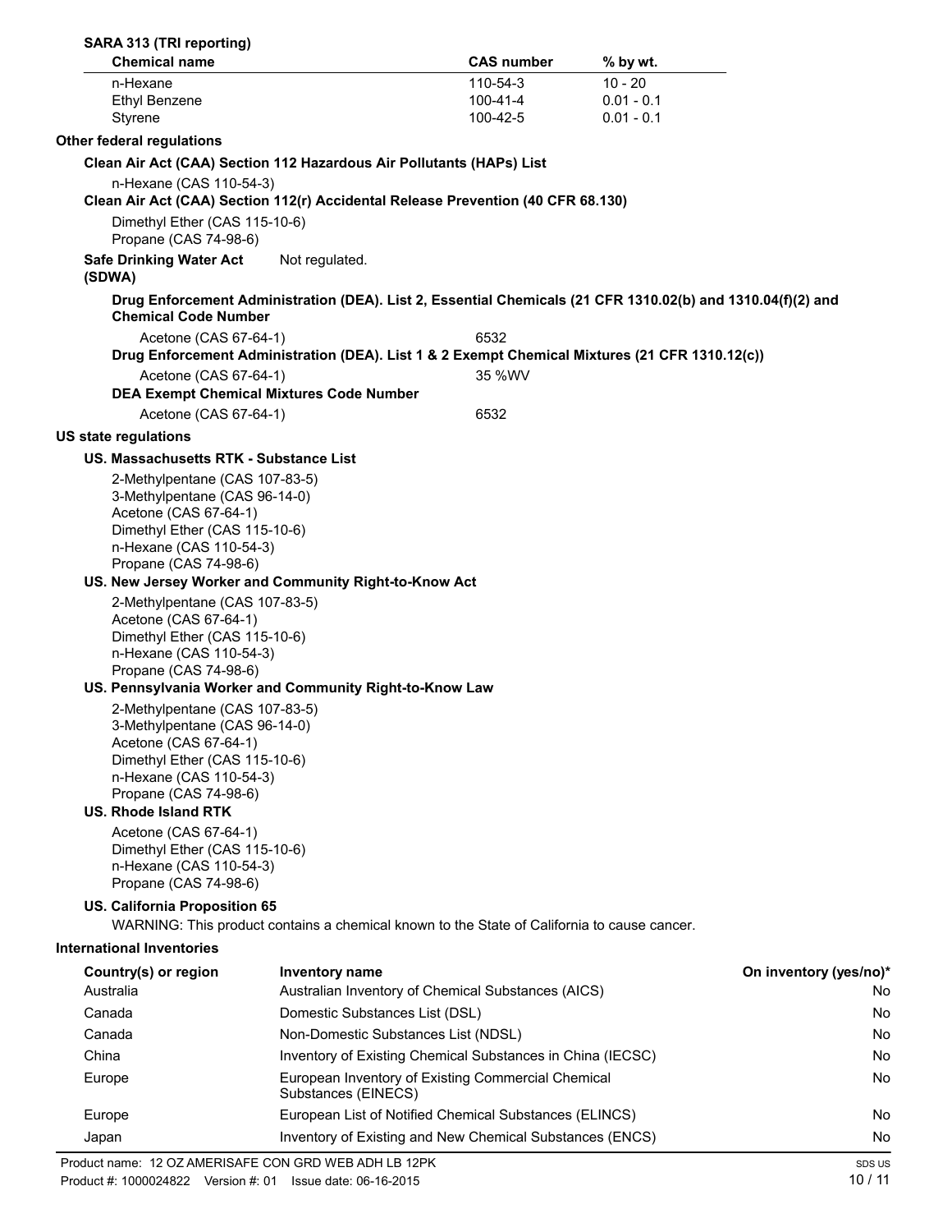**SARA 313 (TRI reporting)**

| Chemical name | CAS number | % by wt. |
|---|---|---|
| n-Hexane | 110-54-3 | 10 - 20 |
| Ethyl Benzene | 100-41-4 | 0.01 - 0.1 |
| Styrene | 100-42-5 | 0.01 - 0.1 |

**Other federal regulations**

**Clean Air Act (CAA) Section 112 Hazardous Air Pollutants (HAPs) List**

n-Hexane (CAS 110-54-3)

**Clean Air Act (CAA) Section 112(r) Accidental Release Prevention (40 CFR 68.130)**

Dimethyl Ether (CAS 115-10-6)
Propane (CAS 74-98-6)

**Safe Drinking Water Act (SDWA)** Not regulated.

**Drug Enforcement Administration (DEA). List 2, Essential Chemicals (21 CFR 1310.02(b) and 1310.04(f)(2) and Chemical Code Number**

Acetone (CAS 67-64-1) 6532

**Drug Enforcement Administration (DEA). List 1 & 2 Exempt Chemical Mixtures (21 CFR 1310.12(c))**

Acetone (CAS 67-64-1) 35 %WV

**DEA Exempt Chemical Mixtures Code Number**

Acetone (CAS 67-64-1) 6532

**US state regulations**

**US. Massachusetts RTK - Substance List**

2-Methylpentane (CAS 107-83-5)
3-Methylpentane (CAS 96-14-0)
Acetone (CAS 67-64-1)
Dimethyl Ether (CAS 115-10-6)
n-Hexane (CAS 110-54-3)
Propane (CAS 74-98-6)

**US. New Jersey Worker and Community Right-to-Know Act**

2-Methylpentane (CAS 107-83-5)
Acetone (CAS 67-64-1)
Dimethyl Ether (CAS 115-10-6)
n-Hexane (CAS 110-54-3)
Propane (CAS 74-98-6)

**US. Pennsylvania Worker and Community Right-to-Know Law**

2-Methylpentane (CAS 107-83-5)
3-Methylpentane (CAS 96-14-0)
Acetone (CAS 67-64-1)
Dimethyl Ether (CAS 115-10-6)
n-Hexane (CAS 110-54-3)
Propane (CAS 74-98-6)

**US. Rhode Island RTK**

Acetone (CAS 67-64-1)
Dimethyl Ether (CAS 115-10-6)
n-Hexane (CAS 110-54-3)
Propane (CAS 74-98-6)

**US. California Proposition 65**

WARNING: This product contains a chemical known to the State of California to cause cancer.

**International Inventories**

| Country(s) or region | Inventory name | On inventory (yes/no)* |
|---|---|---|
| Australia | Australian Inventory of Chemical Substances (AICS) | No |
| Canada | Domestic Substances List (DSL) | No |
| Canada | Non-Domestic Substances List (NDSL) | No |
| China | Inventory of Existing Chemical Substances in China (IECSC) | No |
| Europe | European Inventory of Existing Commercial Chemical Substances (EINECS) | No |
| Europe | European List of Notified Chemical Substances (ELINCS) | No |
| Japan | Inventory of Existing and New Chemical Substances (ENCS) | No |

Product name: 12 OZ AMERISAFE CON GRD WEB ADH LB 12PK
Product #: 1000024822 Version #: 01 Issue date: 06-16-2015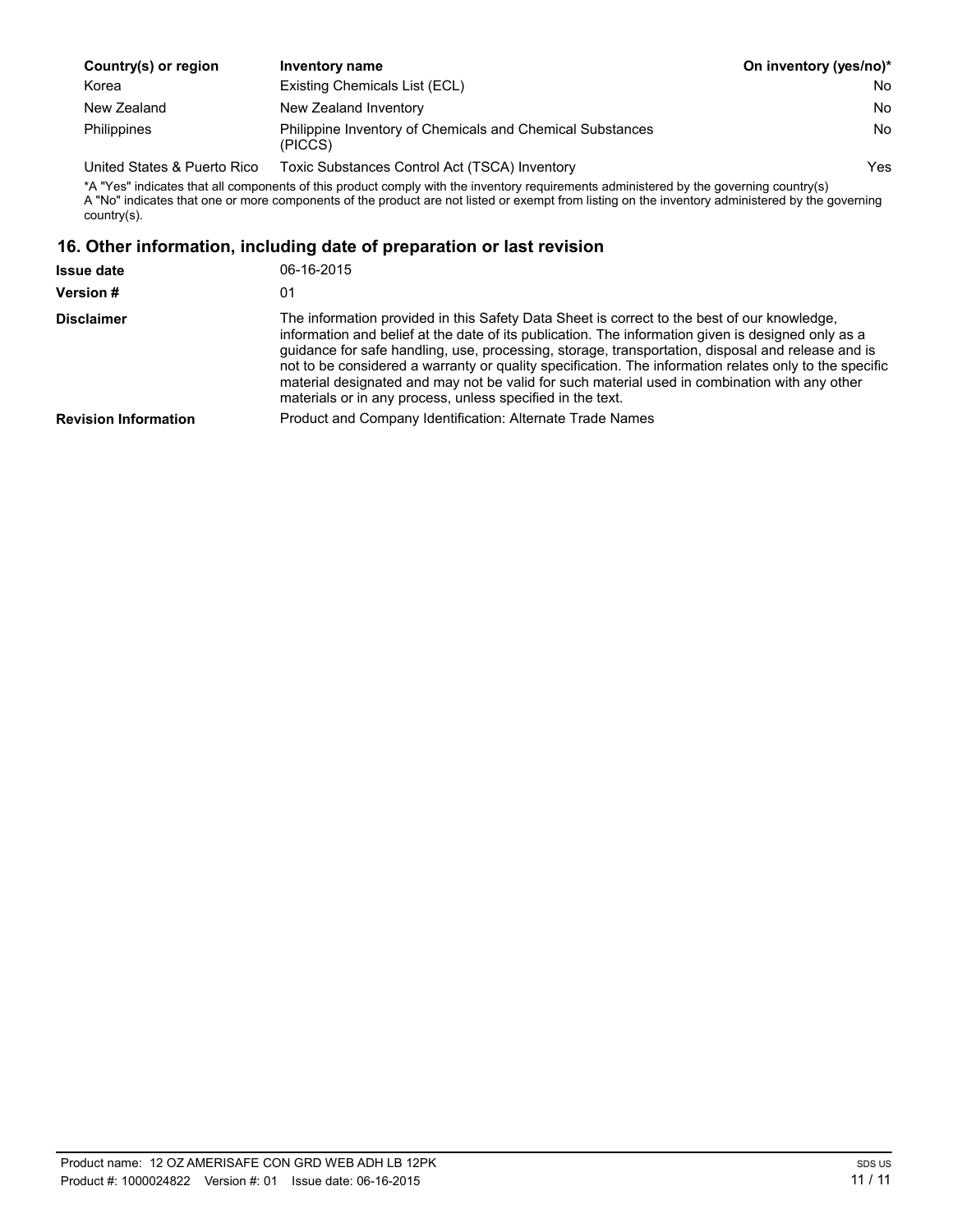| Country(s) or region | Inventory name | On inventory (yes/no)* |
|---|---|---|
| Korea | Existing Chemicals List (ECL) | No |
| New Zealand | New Zealand Inventory | No |
| Philippines | Philippine Inventory of Chemicals and Chemical Substances (PICCS) | No |
| United States & Puerto Rico | Toxic Substances Control Act (TSCA) Inventory | Yes |

*A "Yes" indicates that all components of this product comply with the inventory requirements administered by the governing country(s)
A "No" indicates that one or more components of the product are not listed or exempt from listing on the inventory administered by the governing country(s).

## 16. Other information, including date of preparation or last revision

| | |
|---|---|
| **Issue date** | 06-16-2015 |
| **Version #** | 01 |
| **Disclaimer** | The information provided in this Safety Data Sheet is correct to the best of our knowledge, information and belief at the date of its publication. The information given is designed only as a guidance for safe handling, use, processing, storage, transportation, disposal and release and is not to be considered a warranty or quality specification. The information relates only to the specific material designated and may not be valid for such material used in combination with any other materials or in any process, unless specified in the text. |
| **Revision Information** | Product and Company Identification: Alternate Trade Names |